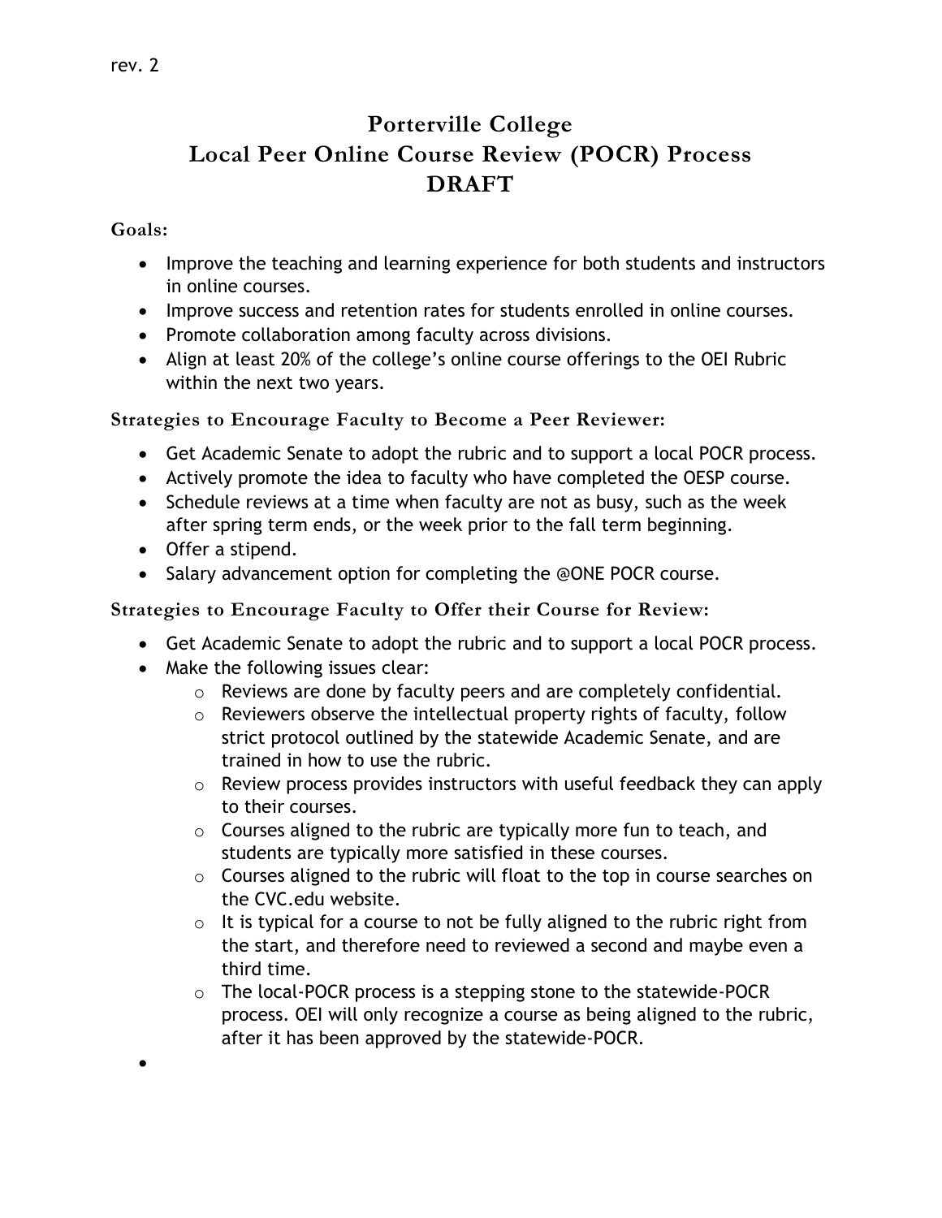rev. 2

# Porterville College
# Local Peer Online Course Review (POCR) Process
# DRAFT

**Goals:**

- Improve the teaching and learning experience for both students and instructors in online courses.
- Improve success and retention rates for students enrolled in online courses.
- Promote collaboration among faculty across divisions.
- Align at least 20% of the college's online course offerings to the OEI Rubric within the next two years.

**Strategies to Encourage Faculty to Become a Peer Reviewer:**

- Get Academic Senate to adopt the rubric and to support a local POCR process.
- Actively promote the idea to faculty who have completed the OESP course.
- Schedule reviews at a time when faculty are not as busy, such as the week after spring term ends, or the week prior to the fall term beginning.
- Offer a stipend.
- Salary advancement option for completing the @ONE POCR course.

**Strategies to Encourage Faculty to Offer their Course for Review:**

- Get Academic Senate to adopt the rubric and to support a local POCR process.
- Make the following issues clear:
  - Reviews are done by faculty peers and are completely confidential.
  - Reviewers observe the intellectual property rights of faculty, follow strict protocol outlined by the statewide Academic Senate, and are trained in how to use the rubric.
  - Review process provides instructors with useful feedback they can apply to their courses.
  - Courses aligned to the rubric are typically more fun to teach, and students are typically more satisfied in these courses.
  - Courses aligned to the rubric will float to the top in course searches on the CVC.edu website.
  - It is typical for a course to not be fully aligned to the rubric right from the start, and therefore need to reviewed a second and maybe even a third time.
  - The local-POCR process is a stepping stone to the statewide-POCR process. OEI will only recognize a course as being aligned to the rubric, after it has been approved by the statewide-POCR.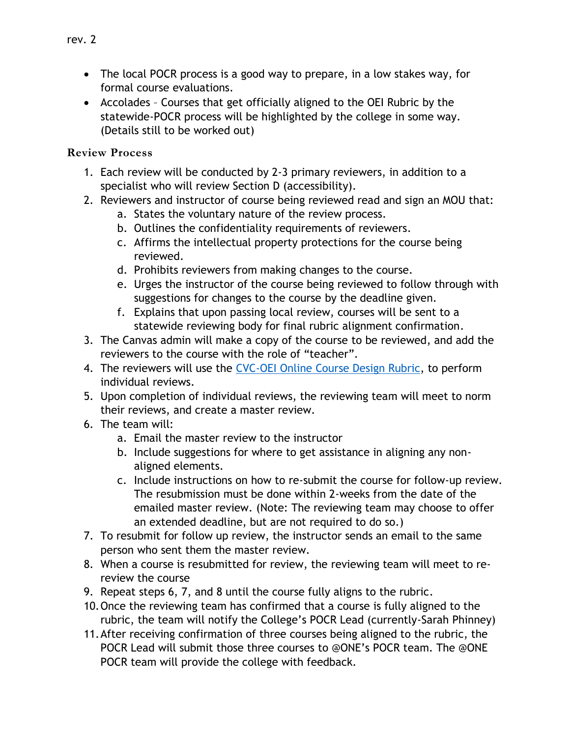- The local POCR process is a good way to prepare, in a low stakes way, for formal course evaluations.
- Accolades – Courses that get officially aligned to the OEI Rubric by the statewide-POCR process will be highlighted by the college in some way. (Details still to be worked out)

### Review Process

1. Each review will be conducted by 2-3 primary reviewers, in addition to a specialist who will review Section D (accessibility).
2. Reviewers and instructor of course being reviewed read and sign an MOU that:
    a. States the voluntary nature of the review process.
    b. Outlines the confidentiality requirements of reviewers.
    c. Affirms the intellectual property protections for the course being reviewed.
    d. Prohibits reviewers from making changes to the course.
    e. Urges the instructor of the course being reviewed to follow through with suggestions for changes to the course by the deadline given.
    f. Explains that upon passing local review, courses will be sent to a statewide reviewing body for final rubric alignment confirmation.
3. The Canvas admin will make a copy of the course to be reviewed, and add the reviewers to the course with the role of "teacher".
4. The reviewers will use the [CVC-OEI Online Course Design Rubric](), to perform individual reviews.
5. Upon completion of individual reviews, the reviewing team will meet to norm their reviews, and create a master review.
6. The team will:
    a. Email the master review to the instructor
    b. Include suggestions for where to get assistance in aligning any non-aligned elements.
    c. Include instructions on how to re-submit the course for follow-up review. The resubmission must be done within 2-weeks from the date of the emailed master review. (Note: The reviewing team may choose to offer an extended deadline, but are not required to do so.)
7. To resubmit for follow up review, the instructor sends an email to the same person who sent them the master review.
8. When a course is resubmitted for review, the reviewing team will meet to re-review the course
9. Repeat steps 6, 7, and 8 until the course fully aligns to the rubric.
10. Once the reviewing team has confirmed that a course is fully aligned to the rubric, the team will notify the College's POCR Lead (currently-Sarah Phinney)
11. After receiving confirmation of three courses being aligned to the rubric, the POCR Lead will submit those three courses to @ONE's POCR team. The @ONE POCR team will provide the college with feedback.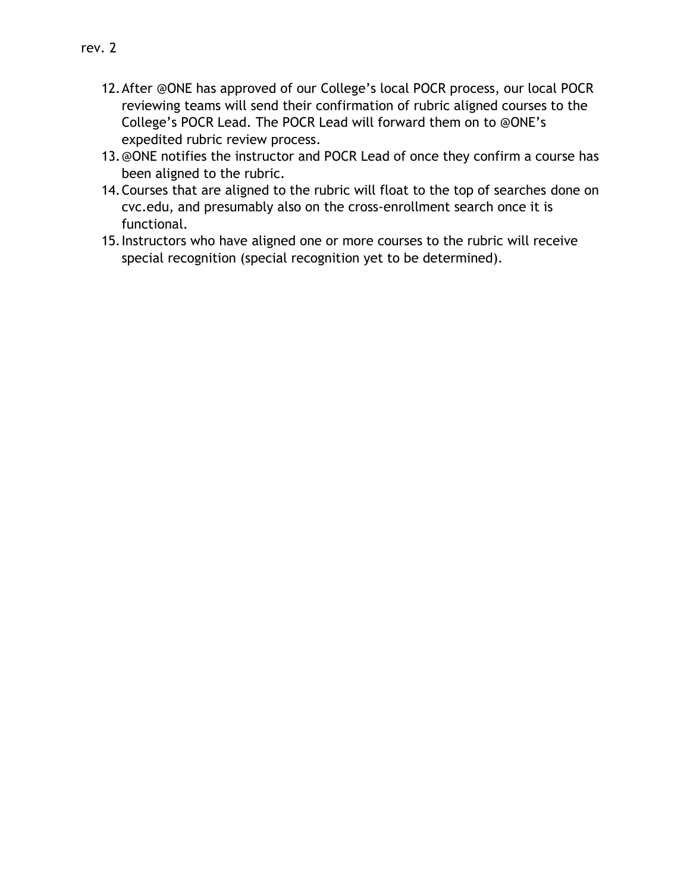12. After @ONE has approved of our College's local POCR process, our local POCR reviewing teams will send their confirmation of rubric aligned courses to the College's POCR Lead. The POCR Lead will forward them on to @ONE's expedited rubric review process.
13. @ONE notifies the instructor and POCR Lead of once they confirm a course has been aligned to the rubric.
14. Courses that are aligned to the rubric will float to the top of searches done on cvc.edu, and presumably also on the cross-enrollment search once it is functional.
15. Instructors who have aligned one or more courses to the rubric will receive special recognition (special recognition yet to be determined).